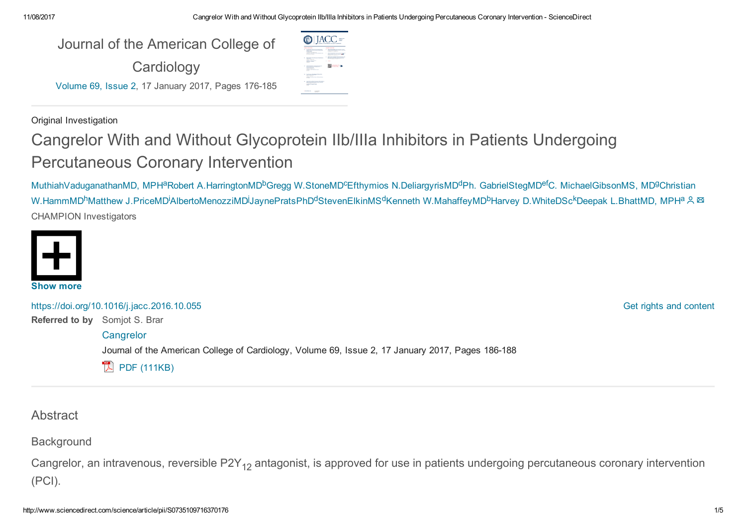Journal of the American College of Cardiology

Volume 69, Issue 2, 17 January 2017, Pages 176-185

Original Investigation

# Cangrelor With and Without Glycoprotein IIb/IIIa Inhibitors in Patients Undergoing Percutaneous Coronary Intervention

Muthiah Vaduganathan MD, MPH[a] Robert A. Harrington MD[b] Gregg W. Stone MD[c] Efthymios N. Deliargyris MD[d] Ph. Gabriel Steg MD[ef] C. Michael Gibson MS, MD[g] Christian W. Hamm MD[h] Matthew J. Price MD[i] Alberto Menozzi MD[j] Jayne Prats PhD[d] Steven Elkin MS[d] Kenneth W. Mahaffey MD[b] Harvey D. White DSc[k] Deepak L. Bhatt MD, MPH[a]

CHAMPION Investigators

Show more

https://doi.org/10.1016/j.jacc.2016.10.055

Get rights and content

**Referred to by** Somjot S. Brar

Cangrelor

Journal of the American College of Cardiology, Volume 69, Issue 2, 17 January 2017, Pages 186-188

PDF (111KB)

## Abstract

### Background

Cangrelor, an intravenous, reversible $P2Y_{12}$ antagonist, is approved for use in patients undergoing percutaneous coronary intervention (PCI).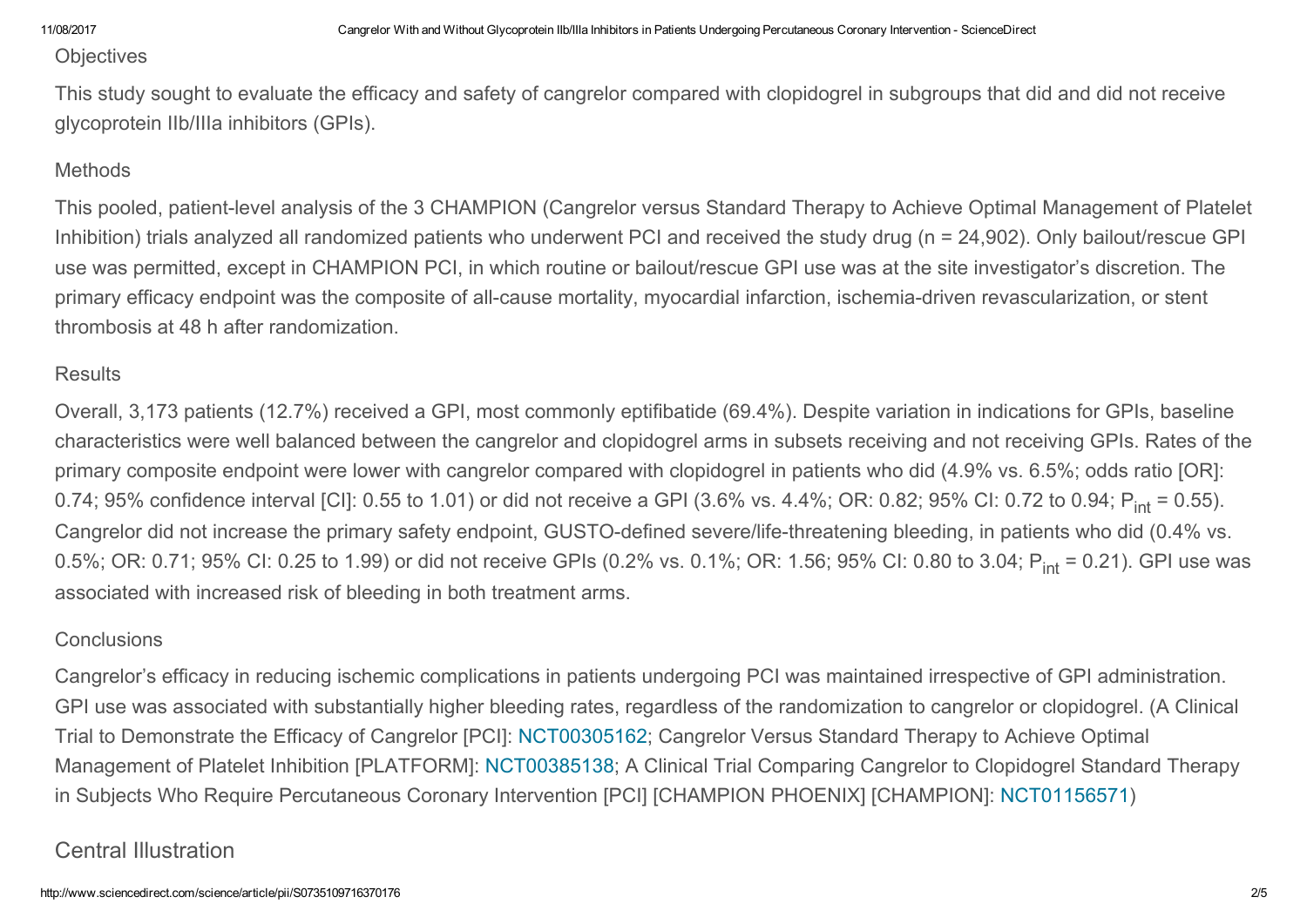## Objectives

This study sought to evaluate the efficacy and safety of cangrelor compared with clopidogrel in subgroups that did and did not receive glycoprotein IIb/IIIa inhibitors (GPIs).

## Methods

This pooled, patient-level analysis of the 3 CHAMPION (Cangrelor versus Standard Therapy to Achieve Optimal Management of Platelet Inhibition) trials analyzed all randomized patients who underwent PCI and received the study drug (n = 24,902). Only bailout/rescue GPI use was permitted, except in CHAMPION PCI, in which routine or bailout/rescue GPI use was at the site investigator's discretion. The primary efficacy endpoint was the composite of all-cause mortality, myocardial infarction, ischemia-driven revascularization, or stent thrombosis at 48 h after randomization.

## Results

Overall, 3,173 patients (12.7%) received a GPI, most commonly eptifibatide (69.4%). Despite variation in indications for GPIs, baseline characteristics were well balanced between the cangrelor and clopidogrel arms in subsets receiving and not receiving GPIs. Rates of the primary composite endpoint were lower with cangrelor compared with clopidogrel in patients who did (4.9% vs. 6.5%; odds ratio [OR]: 0.74; 95% confidence interval [CI]: 0.55 to 1.01) or did not receive a GPI (3.6% vs. 4.4%; OR: 0.82; 95% CI: 0.72 to 0.94; $P_{int}$ = 0.55). Cangrelor did not increase the primary safety endpoint, GUSTO-defined severe/life-threatening bleeding, in patients who did (0.4% vs. 0.5%; OR: 0.71; 95% CI: 0.25 to 1.99) or did not receive GPIs (0.2% vs. 0.1%; OR: 1.56; 95% CI: 0.80 to 3.04; $P_{int}$ = 0.21). GPI use was associated with increased risk of bleeding in both treatment arms.

## Conclusions

Cangrelor's efficacy in reducing ischemic complications in patients undergoing PCI was maintained irrespective of GPI administration. GPI use was associated with substantially higher bleeding rates, regardless of the randomization to cangrelor or clopidogrel. (A Clinical Trial to Demonstrate the Efficacy of Cangrelor [PCI]: NCT00305162; Cangrelor Versus Standard Therapy to Achieve Optimal Management of Platelet Inhibition [PLATFORM]: NCT00385138; A Clinical Trial Comparing Cangrelor to Clopidogrel Standard Therapy in Subjects Who Require Percutaneous Coronary Intervention [PCI] [CHAMPION PHOENIX] [CHAMPION]: NCT01156571)

## Central Illustration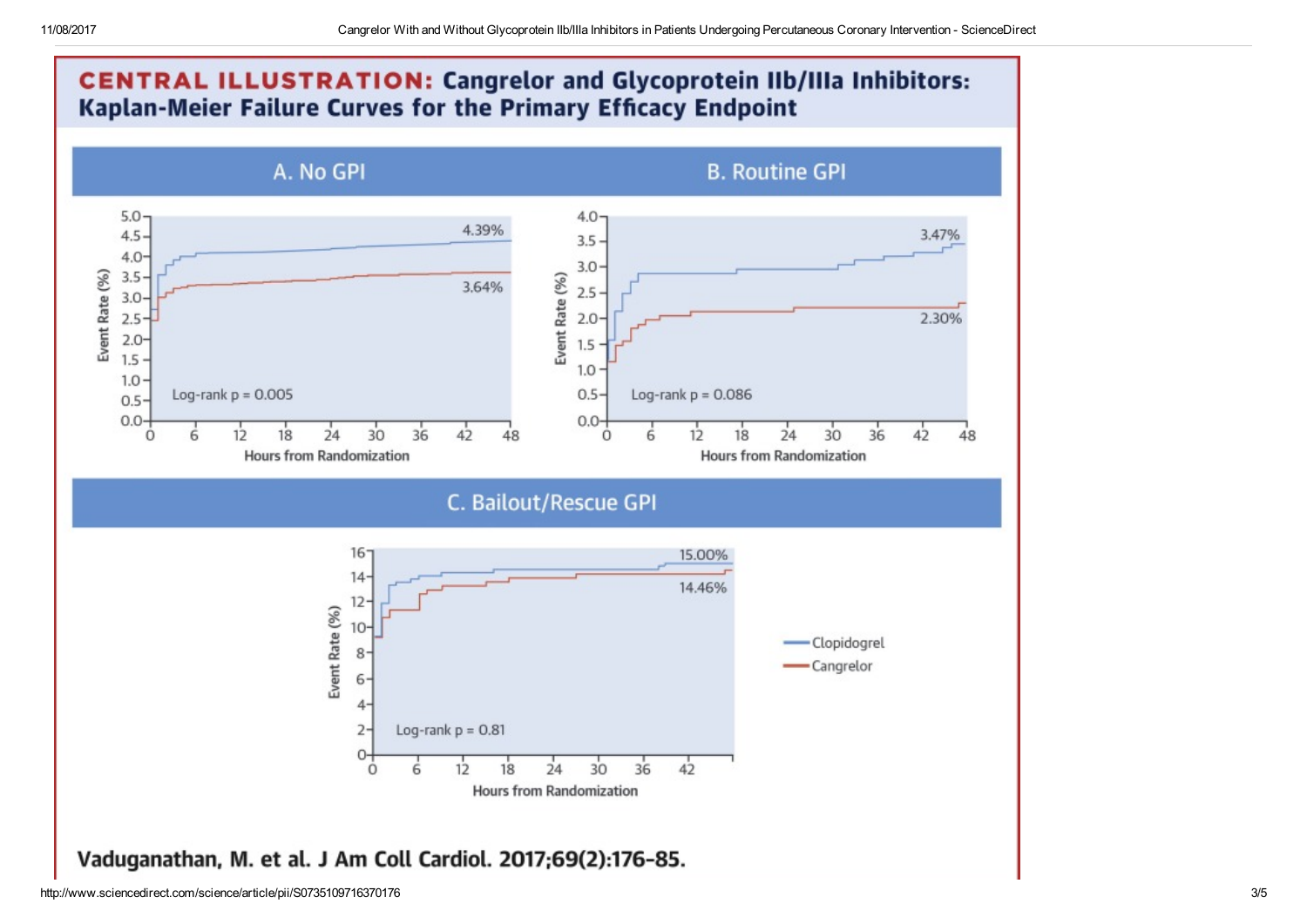## CENTRAL ILLUSTRATION: Cangrelor and Glycoprotein IIb/IIIa Inhibitors: Kaplan-Meier Failure Curves for the Primary Efficacy Endpoint

### A. No GPI

Event Rate (%) vs. Hours from Randomization

4.39%

3.64%

Log-rank p = 0.005

### B. Routine GPI

Event Rate (%) vs. Hours from Randomization

3.47%

2.30%

Log-rank p = 0.086

### C. Bailout/Rescue GPI

Event Rate (%) vs. Hours from Randomization

15.00%

14.46%

Log-rank p = 0.81

— Clopidogrel
— Cangrelor

Vaduganathan, M. et al. J Am Coll Cardiol. 2017;69(2):176-85.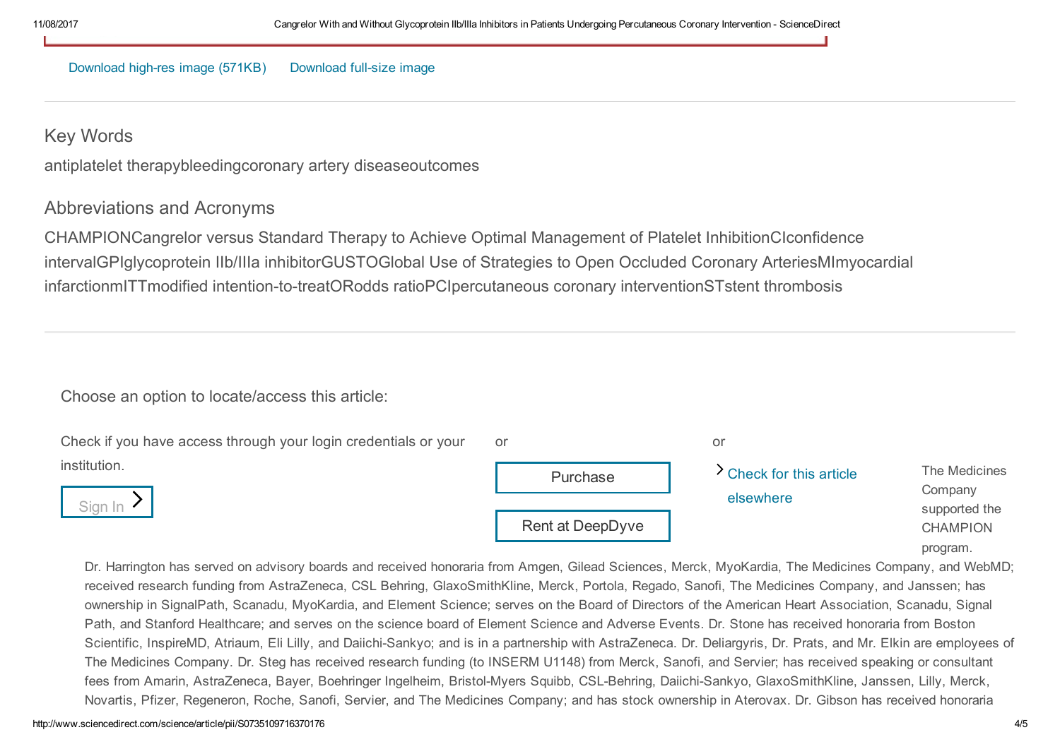Download high-res image (571KB) Download full-size image

## Key Words

antiplatelet therapybleedingcoronary artery diseaseoutcomes

## Abbreviations and Acronyms

CHAMPIONCangrelor versus Standard Therapy to Achieve Optimal Management of Platelet InhibitionCIconfidence intervalGPIglycoprotein IIb/IIIa inhibitorGUSTOGlobal Use of Strategies to Open Occluded Coronary ArteriesMImyocardial infarctionmITTmodified intention-to-treatORodds ratioPCIpercutaneous coronary interventionSTstent thrombosis

Choose an option to locate/access this article:

Check if you have access through your login credentials or your institution.

Sign In

or

Purchase

Rent at DeepDyve

or

Check for this article elsewhere

The Medicines Company supported the CHAMPION program.

Dr. Harrington has served on advisory boards and received honoraria from Amgen, Gilead Sciences, Merck, MyoKardia, The Medicines Company, and WebMD; received research funding from AstraZeneca, CSL Behring, GlaxoSmithKline, Merck, Portola, Regado, Sanofi, The Medicines Company, and Janssen; has ownership in SignalPath, Scanadu, MyoKardia, and Element Science; serves on the Board of Directors of the American Heart Association, Scanadu, Signal Path, and Stanford Healthcare; and serves on the science board of Element Science and Adverse Events. Dr. Stone has received honoraria from Boston Scientific, InspireMD, Atriaum, Eli Lilly, and Daiichi-Sankyo; and is in a partnership with AstraZeneca. Dr. Deliargyris, Dr. Prats, and Mr. Elkin are employees of The Medicines Company. Dr. Steg has received research funding (to INSERM U1148) from Merck, Sanofi, and Servier; has received speaking or consultant fees from Amarin, AstraZeneca, Bayer, Boehringer Ingelheim, Bristol-Myers Squibb, CSL-Behring, Daiichi-Sankyo, GlaxoSmithKline, Janssen, Lilly, Merck, Novartis, Pfizer, Regeneron, Roche, Sanofi, Servier, and The Medicines Company; and has stock ownership in Aterovax. Dr. Gibson has received honoraria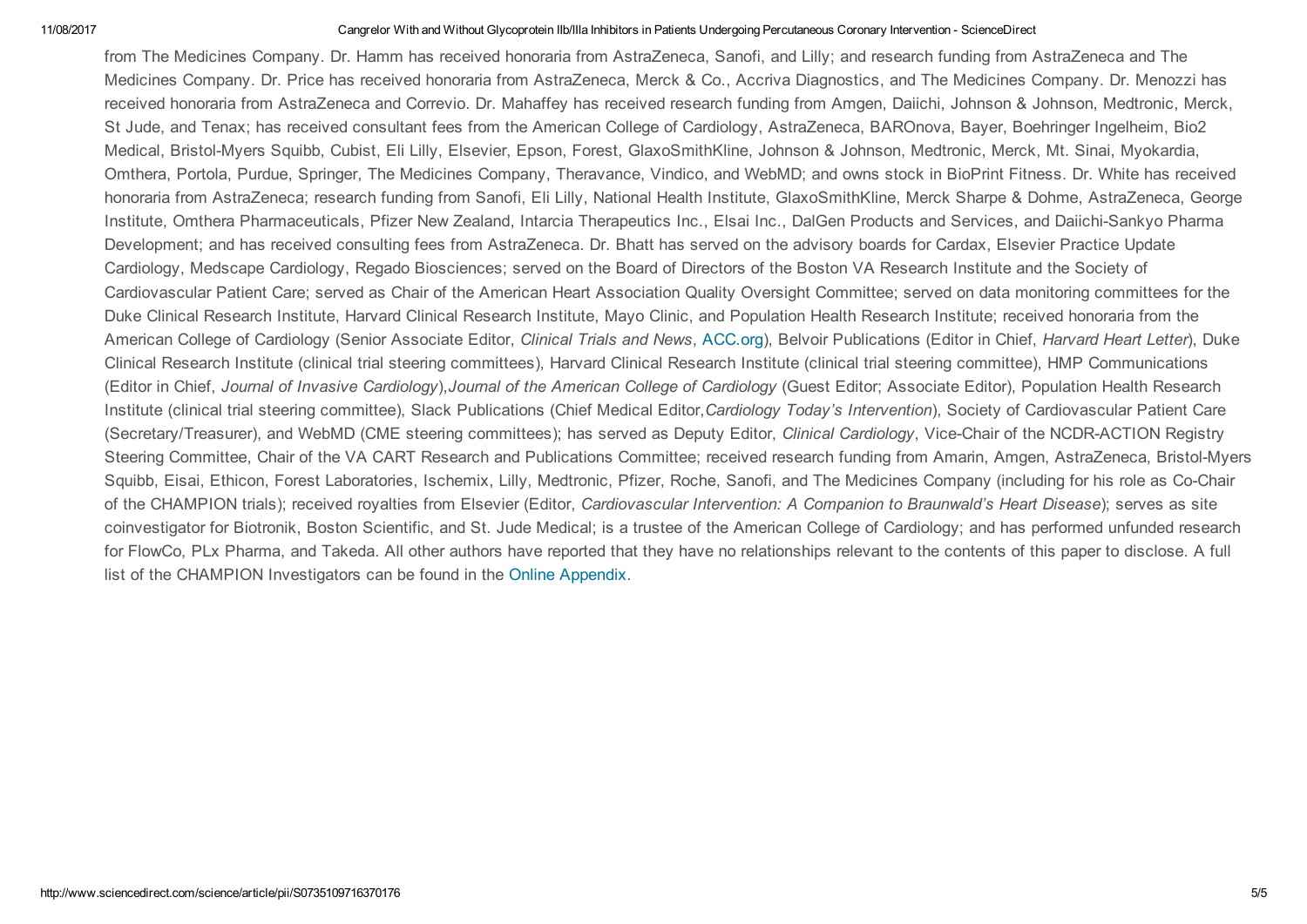from The Medicines Company. Dr. Hamm has received honoraria from AstraZeneca, Sanofi, and Lilly; and research funding from AstraZeneca and The Medicines Company. Dr. Price has received honoraria from AstraZeneca, Merck & Co., Accriva Diagnostics, and The Medicines Company. Dr. Menozzi has received honoraria from AstraZeneca and Correvio. Dr. Mahaffey has received research funding from Amgen, Daiichi, Johnson & Johnson, Medtronic, Merck, St Jude, and Tenax; has received consultant fees from the American College of Cardiology, AstraZeneca, BAROnova, Bayer, Boehringer Ingelheim, Bio2 Medical, Bristol-Myers Squibb, Cubist, Eli Lilly, Elsevier, Epson, Forest, GlaxoSmithKline, Johnson & Johnson, Medtronic, Merck, Mt. Sinai, Myokardia, Omthera, Portola, Purdue, Springer, The Medicines Company, Theravance, Vindico, and WebMD; and owns stock in BioPrint Fitness. Dr. White has received honoraria from AstraZeneca; research funding from Sanofi, Eli Lilly, National Health Institute, GlaxoSmithKline, Merck Sharpe & Dohme, AstraZeneca, George Institute, Omthera Pharmaceuticals, Pfizer New Zealand, Intarcia Therapeutics Inc., Elsai Inc., DalGen Products and Services, and Daiichi-Sankyo Pharma Development; and has received consulting fees from AstraZeneca. Dr. Bhatt has served on the advisory boards for Cardax, Elsevier Practice Update Cardiology, Medscape Cardiology, Regado Biosciences; served on the Board of Directors of the Boston VA Research Institute and the Society of Cardiovascular Patient Care; served as Chair of the American Heart Association Quality Oversight Committee; served on data monitoring committees for the Duke Clinical Research Institute, Harvard Clinical Research Institute, Mayo Clinic, and Population Health Research Institute; received honoraria from the American College of Cardiology (Senior Associate Editor, *Clinical Trials and News*, ACC.org), Belvoir Publications (Editor in Chief, *Harvard Heart Letter*), Duke Clinical Research Institute (clinical trial steering committees), Harvard Clinical Research Institute (clinical trial steering committee), HMP Communications (Editor in Chief, *Journal of Invasive Cardiology*),*Journal of the American College of Cardiology* (Guest Editor; Associate Editor), Population Health Research Institute (clinical trial steering committee), Slack Publications (Chief Medical Editor,*Cardiology Today's Intervention*), Society of Cardiovascular Patient Care (Secretary/Treasurer), and WebMD (CME steering committees); has served as Deputy Editor, *Clinical Cardiology*, Vice-Chair of the NCDR-ACTION Registry Steering Committee, Chair of the VA CART Research and Publications Committee; received research funding from Amarin, Amgen, AstraZeneca, Bristol-Myers Squibb, Eisai, Ethicon, Forest Laboratories, Ischemix, Lilly, Medtronic, Pfizer, Roche, Sanofi, and The Medicines Company (including for his role as Co-Chair of the CHAMPION trials); received royalties from Elsevier (Editor, *Cardiovascular Intervention: A Companion to Braunwald's Heart Disease*); serves as site coinvestigator for Biotronik, Boston Scientific, and St. Jude Medical; is a trustee of the American College of Cardiology; and has performed unfunded research for FlowCo, PLx Pharma, and Takeda. All other authors have reported that they have no relationships relevant to the contents of this paper to disclose. A full list of the CHAMPION Investigators can be found in the Online Appendix.